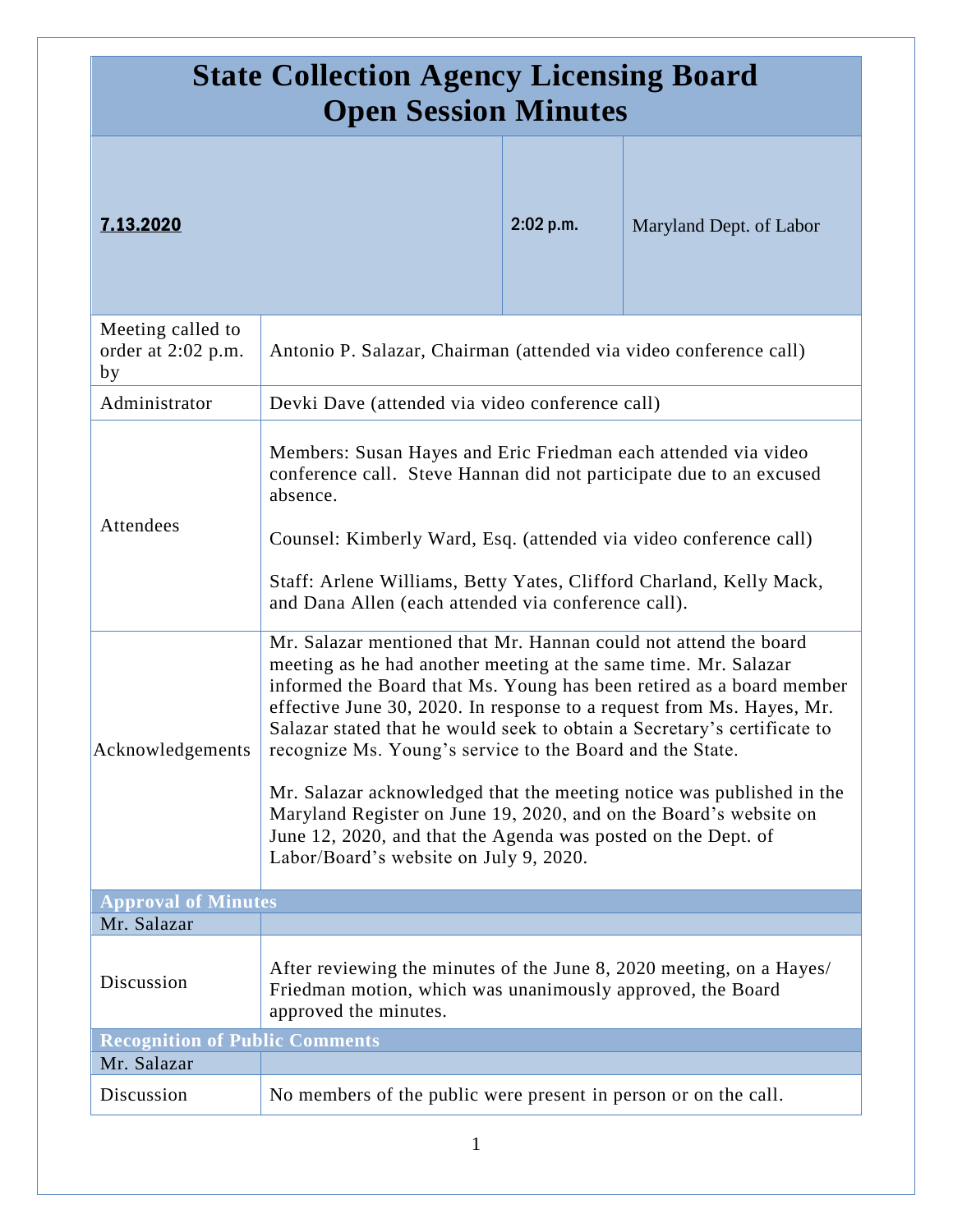# State Collection Agency Licensing Board
# Open Session Minutes

| **7.13.2020** | **2:02 p.m.** | Maryland Dept. of Labor |
|---|---|---|

| | |
|---|---|
| Meeting called to order at 2:02 p.m. by | Antonio P. Salazar, Chairman (attended via video conference call) |
| Administrator | Devki Dave (attended via video conference call) |
| Attendees | Members: Susan Hayes and Eric Friedman each attended via video conference call. Steve Hannan did not participate due to an excused absence.<br><br>Counsel: Kimberly Ward, Esq. (attended via video conference call)<br><br>Staff: Arlene Williams, Betty Yates, Clifford Charland, Kelly Mack, and Dana Allen (each attended via conference call). |
| Acknowledgements | Mr. Salazar mentioned that Mr. Hannan could not attend the board meeting as he had another meeting at the same time. Mr. Salazar informed the Board that Ms. Young has been retired as a board member effective June 30, 2020. In response to a request from Ms. Hayes, Mr. Salazar stated that he would seek to obtain a Secretary's certificate to recognize Ms. Young's service to the Board and the State.<br><br>Mr. Salazar acknowledged that the meeting notice was published in the Maryland Register on June 19, 2020, and on the Board's website on June 12, 2020, and that the Agenda was posted on the Dept. of Labor/Board's website on July 9, 2020. |
| **Approval of Minutes** | |
| Mr. Salazar | |
| Discussion | After reviewing the minutes of the June 8, 2020 meeting, on a Hayes/ Friedman motion, which was unanimously approved, the Board approved the minutes. |
| **Recognition of Public Comments** | |
| Mr. Salazar | |
| Discussion | No members of the public were present in person or on the call. |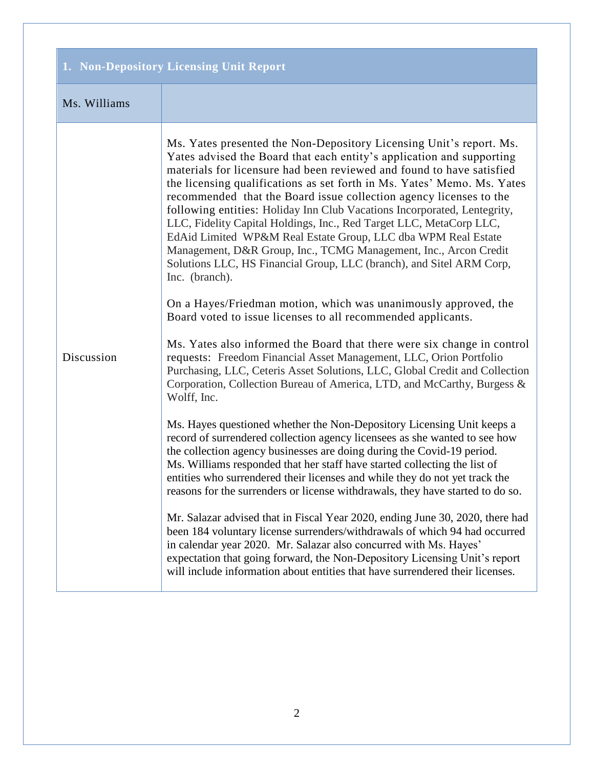| 1. Non-Depository Licensing Unit Report | |
|---|---|
| Ms. Williams | |
| Discussion | Ms. Yates presented the Non-Depository Licensing Unit's report. Ms. Yates advised the Board that each entity's application and supporting materials for licensure had been reviewed and found to have satisfied the licensing qualifications as set forth in Ms. Yates' Memo. Ms. Yates recommended that the Board issue collection agency licenses to the following entities: Holiday Inn Club Vacations Incorporated, Lentegrity, LLC, Fidelity Capital Holdings, Inc., Red Target LLC, MetaCorp LLC, EdAid Limited WP&M Real Estate Group, LLC dba WPM Real Estate Management, D&R Group, Inc., TCMG Management, Inc., Arcon Credit Solutions LLC, HS Financial Group, LLC (branch), and Sitel ARM Corp, Inc. (branch).<br><br>On a Hayes/Friedman motion, which was unanimously approved, the Board voted to issue licenses to all recommended applicants.<br><br>Ms. Yates also informed the Board that there were six change in control requests: Freedom Financial Asset Management, LLC, Orion Portfolio Purchasing, LLC, Ceteris Asset Solutions, LLC, Global Credit and Collection Corporation, Collection Bureau of America, LTD, and McCarthy, Burgess & Wolff, Inc.<br><br>Ms. Hayes questioned whether the Non-Depository Licensing Unit keeps a record of surrendered collection agency licensees as she wanted to see how the collection agency businesses are doing during the Covid-19 period. Ms. Williams responded that her staff have started collecting the list of entities who surrendered their licenses and while they do not yet track the reasons for the surrenders or license withdrawals, they have started to do so.<br><br>Mr. Salazar advised that in Fiscal Year 2020, ending June 30, 2020, there had been 184 voluntary license surrenders/withdrawals of which 94 had occurred in calendar year 2020. Mr. Salazar also concurred with Ms. Hayes' expectation that going forward, the Non-Depository Licensing Unit's report will include information about entities that have surrendered their licenses. |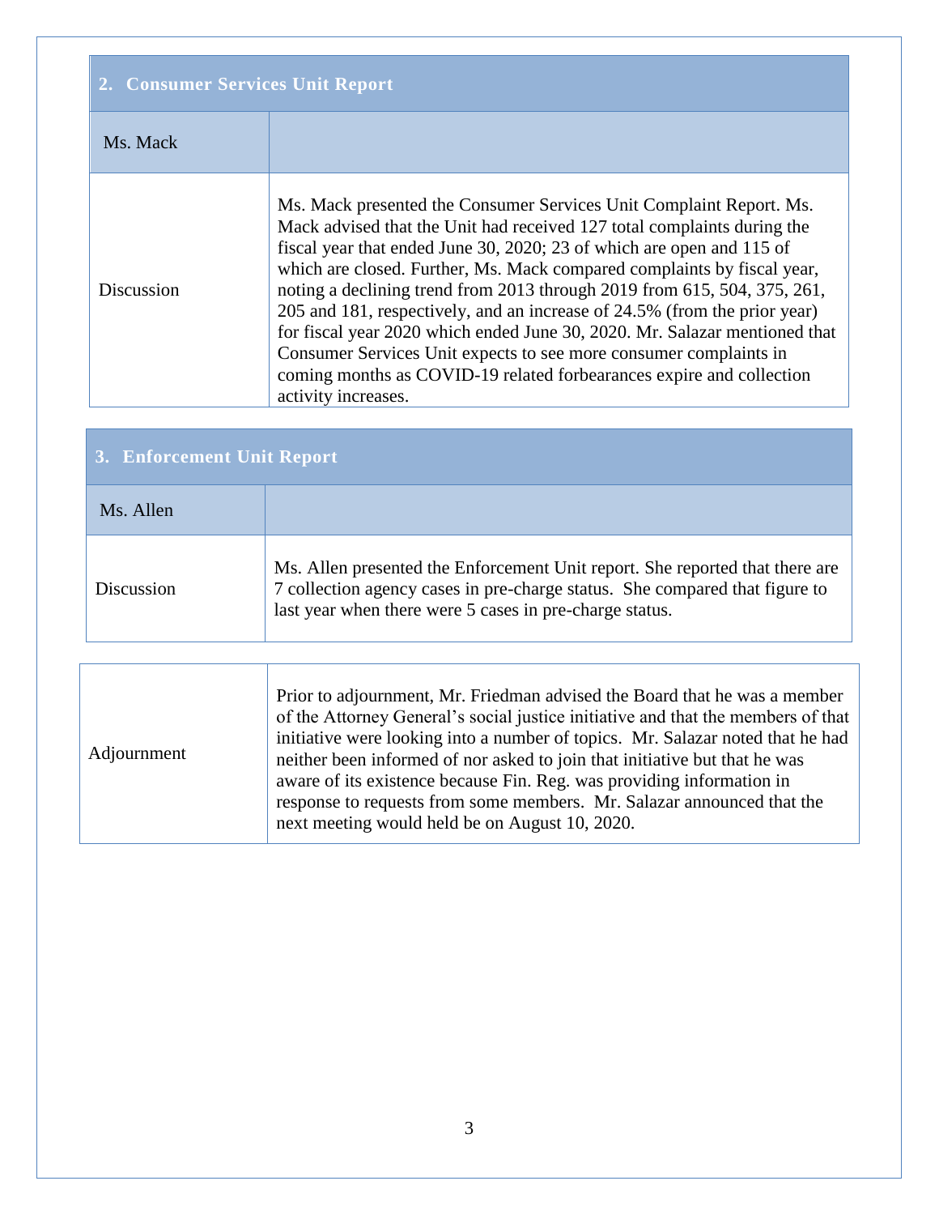| 2. Consumer Services Unit Report | |
|---|---|
| Ms. Mack | |
| Discussion | Ms. Mack presented the Consumer Services Unit Complaint Report. Ms. Mack advised that the Unit had received 127 total complaints during the fiscal year that ended June 30, 2020; 23 of which are open and 115 of which are closed. Further, Ms. Mack compared complaints by fiscal year, noting a declining trend from 2013 through 2019 from 615, 504, 375, 261, 205 and 181, respectively, and an increase of 24.5% (from the prior year) for fiscal year 2020 which ended June 30, 2020. Mr. Salazar mentioned that Consumer Services Unit expects to see more consumer complaints in coming months as COVID-19 related forbearances expire and collection activity increases. |

| 3. Enforcement Unit Report | |
|---|---|
| Ms. Allen | |
| Discussion | Ms. Allen presented the Enforcement Unit report. She reported that there are 7 collection agency cases in pre-charge status. She compared that figure to last year when there were 5 cases in pre-charge status. |

| | |
|---|---|
| Adjournment | Prior to adjournment, Mr. Friedman advised the Board that he was a member of the Attorney General's social justice initiative and that the members of that initiative were looking into a number of topics. Mr. Salazar noted that he had neither been informed of nor asked to join that initiative but that he was aware of its existence because Fin. Reg. was providing information in response to requests from some members. Mr. Salazar announced that the next meeting would held be on August 10, 2020. |